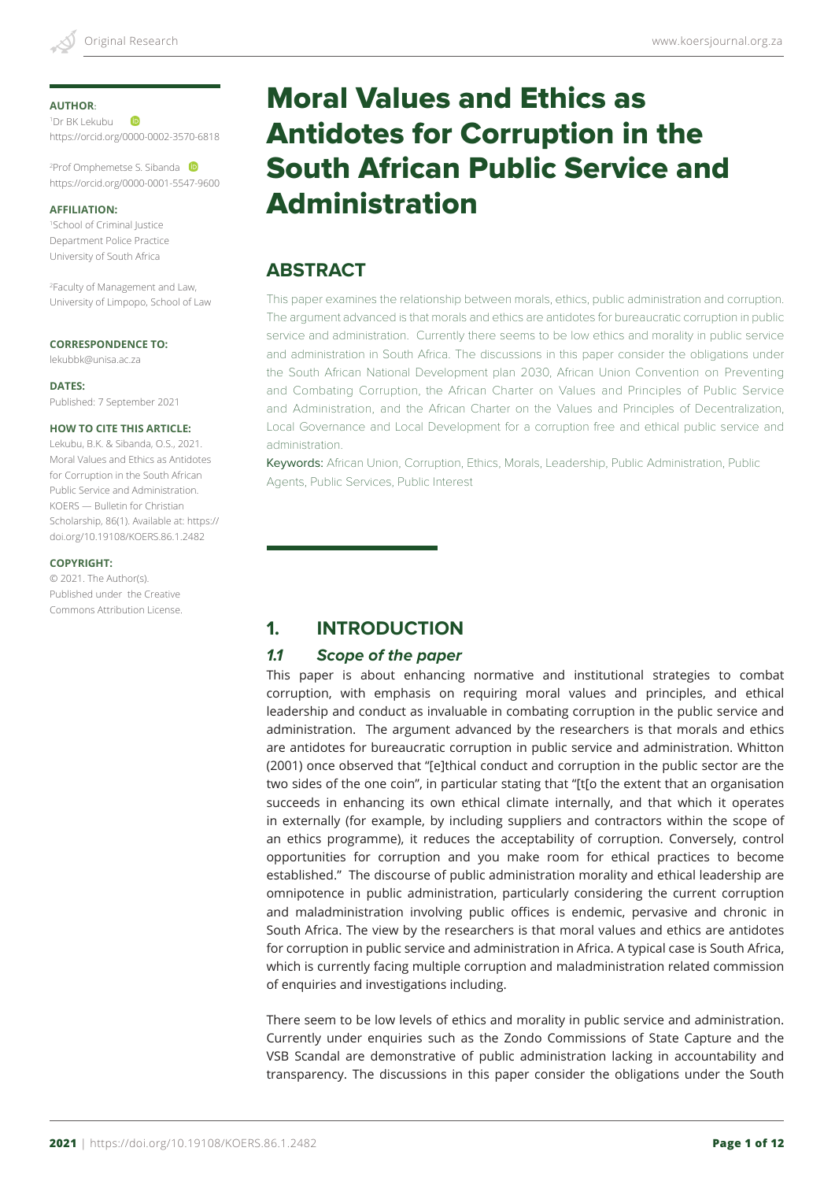# Moral Values and Ethics as Antidotes for Corruption in the South African Public Service and Administration

**AUTHOR:**

[1]Dr BK Lekubu
https://orcid.org/0000-0002-3570-6818

[2]Prof Omphemetse S. Sibanda
https://orcid.org/0000-0001-5547-9600

**AFFILIATION:**

[1]School of Criminal Justice
Department Police Practice
University of South Africa

[2]Faculty of Management and Law, University of Limpopo, School of Law

**CORRESPONDENCE TO:**

lekubbk@unisa.ac.za

**DATES:**

Published: 7 September 2021

**HOW TO CITE THIS ARTICLE:**

Lekubu, B.K. & Sibanda, O.S., 2021. Moral Values and Ethics as Antidotes for Corruption in the South African Public Service and Administration. KOERS — Bulletin for Christian Scholarship, 86(1). Available at: https://doi.org/10.19108/KOERS.86.1.2482

**COPYRIGHT:**

© 2021. The Author(s). Published under the Creative Commons Attribution License.

## ABSTRACT

This paper examines the relationship between morals, ethics, public administration and corruption. The argument advanced is that morals and ethics are antidotes for bureaucratic corruption in public service and administration. Currently there seems to be low ethics and morality in public service and administration in South Africa. The discussions in this paper consider the obligations under the South African National Development plan 2030, African Union Convention on Preventing and Combating Corruption, the African Charter on Values and Principles of Public Service and Administration, and the African Charter on the Values and Principles of Decentralization, Local Governance and Local Development for a corruption free and ethical public service and administration.

Keywords: African Union, Corruption, Ethics, Morals, Leadership, Public Administration, Public Agents, Public Services, Public Interest

## 1. INTRODUCTION

### *1.1 Scope of the paper*

This paper is about enhancing normative and institutional strategies to combat corruption, with emphasis on requiring moral values and principles, and ethical leadership and conduct as invaluable in combating corruption in the public service and administration. The argument advanced by the researchers is that morals and ethics are antidotes for bureaucratic corruption in public service and administration. Whitton (2001) once observed that "[e]thical conduct and corruption in the public sector are the two sides of the one coin", in particular stating that "[t[o the extent that an organisation succeeds in enhancing its own ethical climate internally, and that which it operates in externally (for example, by including suppliers and contractors within the scope of an ethics programme), it reduces the acceptability of corruption. Conversely, control opportunities for corruption and you make room for ethical practices to become established." The discourse of public administration morality and ethical leadership are omnipotence in public administration, particularly considering the current corruption and maladministration involving public offices is endemic, pervasive and chronic in South Africa. The view by the researchers is that moral values and ethics are antidotes for corruption in public service and administration in Africa. A typical case is South Africa, which is currently facing multiple corruption and maladministration related commission of enquiries and investigations including.

There seem to be low levels of ethics and morality in public service and administration. Currently under enquiries such as the Zondo Commissions of State Capture and the VSB Scandal are demonstrative of public administration lacking in accountability and transparency. The discussions in this paper consider the obligations under the South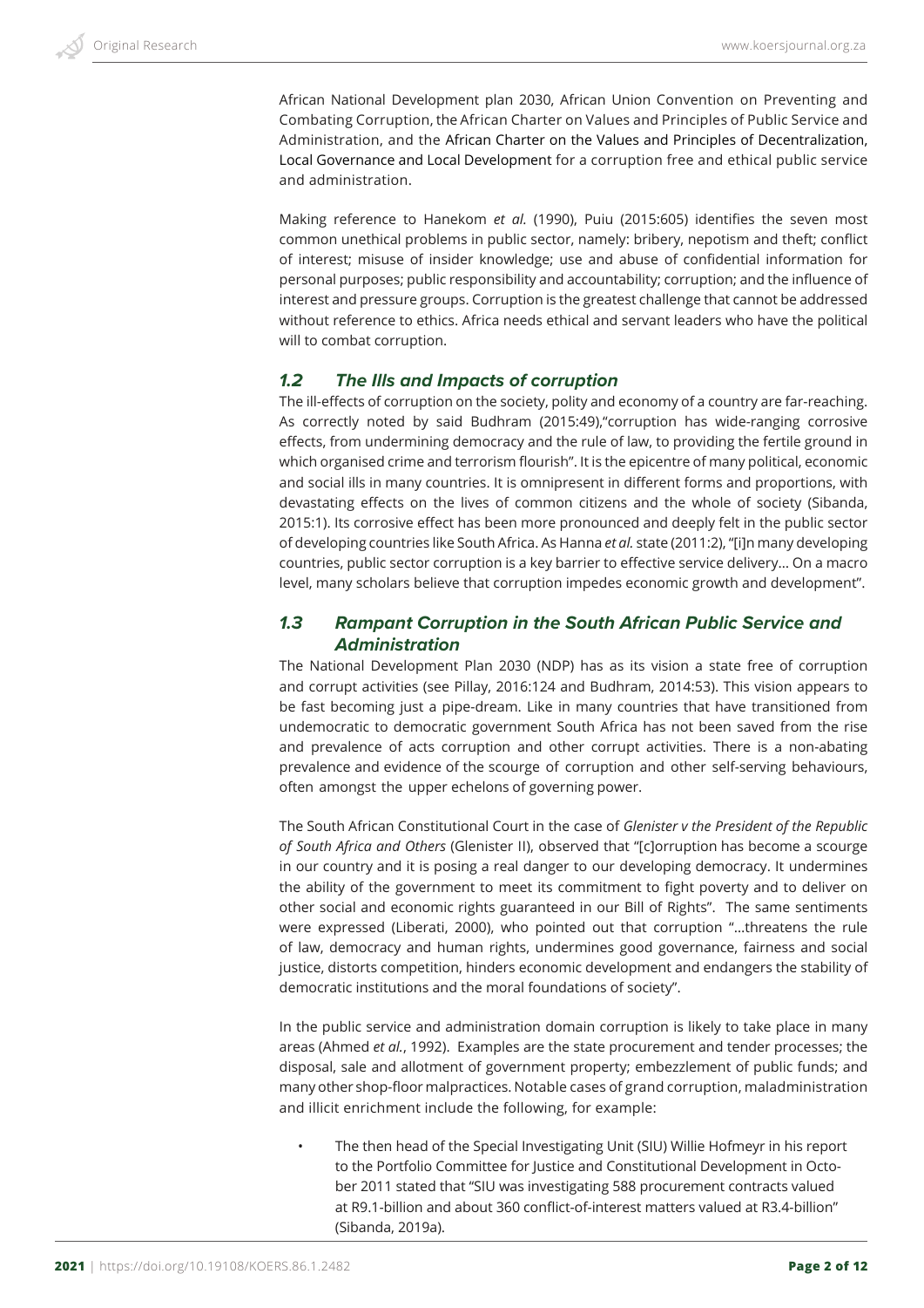African National Development plan 2030, African Union Convention on Preventing and Combating Corruption, the African Charter on Values and Principles of Public Service and Administration, and the African Charter on the Values and Principles of Decentralization, Local Governance and Local Development for a corruption free and ethical public service and administration.

Making reference to Hanekom *et al.* (1990), Puiu (2015:605) identifies the seven most common unethical problems in public sector, namely: bribery, nepotism and theft; conflict of interest; misuse of insider knowledge; use and abuse of confidential information for personal purposes; public responsibility and accountability; corruption; and the influence of interest and pressure groups. Corruption is the greatest challenge that cannot be addressed without reference to ethics. Africa needs ethical and servant leaders who have the political will to combat corruption.

### 1.2 The Ills and Impacts of corruption

The ill-effects of corruption on the society, polity and economy of a country are far-reaching. As correctly noted by said Budhram (2015:49),"corruption has wide-ranging corrosive effects, from undermining democracy and the rule of law, to providing the fertile ground in which organised crime and terrorism flourish". It is the epicentre of many political, economic and social ills in many countries. It is omnipresent in different forms and proportions, with devastating effects on the lives of common citizens and the whole of society (Sibanda, 2015:1). Its corrosive effect has been more pronounced and deeply felt in the public sector of developing countries like South Africa. As Hanna *et al.* state (2011:2), "[i]n many developing countries, public sector corruption is a key barrier to effective service delivery… On a macro level, many scholars believe that corruption impedes economic growth and development".

### 1.3 Rampant Corruption in the South African Public Service and Administration

The National Development Plan 2030 (NDP) has as its vision a state free of corruption and corrupt activities (see Pillay, 2016:124 and Budhram, 2014:53). This vision appears to be fast becoming just a pipe-dream. Like in many countries that have transitioned from undemocratic to democratic government South Africa has not been saved from the rise and prevalence of acts corruption and other corrupt activities. There is a non-abating prevalence and evidence of the scourge of corruption and other self-serving behaviours, often amongst the upper echelons of governing power.

The South African Constitutional Court in the case of *Glenister v the President of the Republic of South Africa and Others* (Glenister II), observed that "[c]orruption has become a scourge in our country and it is posing a real danger to our developing democracy. It undermines the ability of the government to meet its commitment to fight poverty and to deliver on other social and economic rights guaranteed in our Bill of Rights". The same sentiments were expressed (Liberati, 2000), who pointed out that corruption "…threatens the rule of law, democracy and human rights, undermines good governance, fairness and social justice, distorts competition, hinders economic development and endangers the stability of democratic institutions and the moral foundations of society".

In the public service and administration domain corruption is likely to take place in many areas (Ahmed *et al.*, 1992). Examples are the state procurement and tender processes; the disposal, sale and allotment of government property; embezzlement of public funds; and many other shop-floor malpractices. Notable cases of grand corruption, maladministration and illicit enrichment include the following, for example:

- The then head of the Special Investigating Unit (SIU) Willie Hofmeyr in his report to the Portfolio Committee for Justice and Constitutional Development in October 2011 stated that "SIU was investigating 588 procurement contracts valued at R9.1-billion and about 360 conflict-of-interest matters valued at R3.4-billion" (Sibanda, 2019a).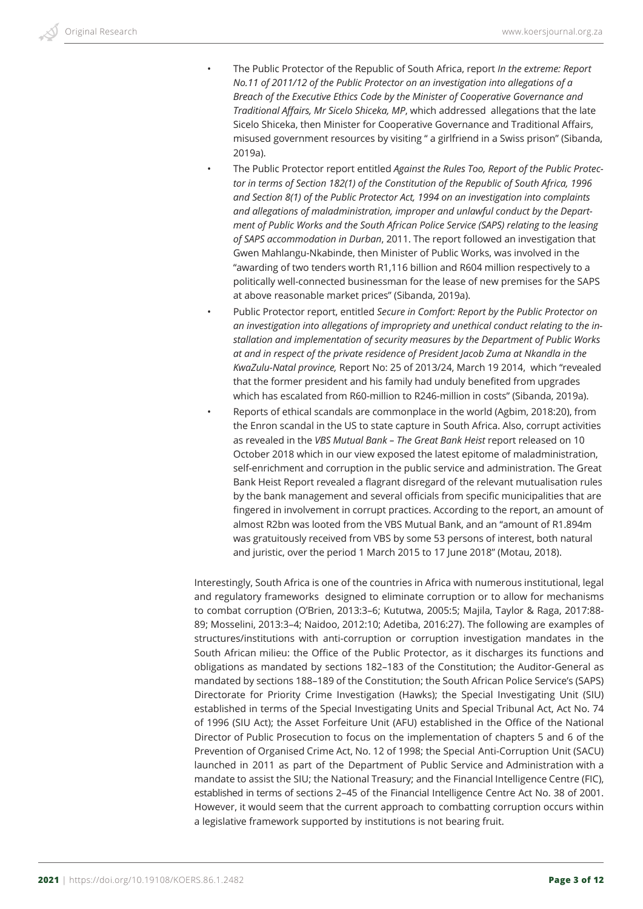- The Public Protector of the Republic of South Africa, report *In the extreme: Report No.11 of 2011/12 of the Public Protector on an investigation into allegations of a Breach of the Executive Ethics Code by the Minister of Cooperative Governance and Traditional Affairs, Mr Sicelo Shiceka, MP*, which addressed allegations that the late Sicelo Shiceka, then Minister for Cooperative Governance and Traditional Affairs, misused government resources by visiting " a girlfriend in a Swiss prison" (Sibanda, 2019a).
- The Public Protector report entitled *Against the Rules Too, Report of the Public Protector in terms of Section 182(1) of the Constitution of the Republic of South Africa, 1996 and Section 8(1) of the Public Protector Act, 1994 on an investigation into complaints and allegations of maladministration, improper and unlawful conduct by the Department of Public Works and the South African Police Service (SAPS) relating to the leasing of SAPS accommodation in Durban*, 2011. The report followed an investigation that Gwen Mahlangu-Nkabinde, then Minister of Public Works, was involved in the "awarding of two tenders worth R1,116 billion and R604 million respectively to a politically well-connected businessman for the lease of new premises for the SAPS at above reasonable market prices" (Sibanda, 2019a).
- Public Protector report, entitled *Secure in Comfort: Report by the Public Protector on an investigation into allegations of impropriety and unethical conduct relating to the installation and implementation of security measures by the Department of Public Works at and in respect of the private residence of President Jacob Zuma at Nkandla in the KwaZulu-Natal province,* Report No: 25 of 2013/24, March 19 2014, which "revealed that the former president and his family had unduly benefited from upgrades which has escalated from R60-million to R246-million in costs" (Sibanda, 2019a).
- Reports of ethical scandals are commonplace in the world (Agbim, 2018:20), from the Enron scandal in the US to state capture in South Africa. Also, corrupt activities as revealed in the *VBS Mutual Bank – The Great Bank Heist* report released on 10 October 2018 which in our view exposed the latest epitome of maladministration, self-enrichment and corruption in the public service and administration. The Great Bank Heist Report revealed a flagrant disregard of the relevant mutualisation rules by the bank management and several officials from specific municipalities that are fingered in involvement in corrupt practices. According to the report, an amount of almost R2bn was looted from the VBS Mutual Bank, and an "amount of R1.894m was gratuitously received from VBS by some 53 persons of interest, both natural and juristic, over the period 1 March 2015 to 17 June 2018" (Motau, 2018).

Interestingly, South Africa is one of the countries in Africa with numerous institutional, legal and regulatory frameworks designed to eliminate corruption or to allow for mechanisms to combat corruption (O'Brien, 2013:3–6; Kututwa, 2005:5; Majila, Taylor & Raga, 2017:88-89; Mosselini, 2013:3–4; Naidoo, 2012:10; Adetiba, 2016:27). The following are examples of structures/institutions with anti-corruption or corruption investigation mandates in the South African milieu: the Office of the Public Protector, as it discharges its functions and obligations as mandated by sections 182–183 of the Constitution; the Auditor-General as mandated by sections 188–189 of the Constitution; the South African Police Service's (SAPS) Directorate for Priority Crime Investigation (Hawks); the Special Investigating Unit (SIU) established in terms of the Special Investigating Units and Special Tribunal Act, Act No. 74 of 1996 (SIU Act); the Asset Forfeiture Unit (AFU) established in the Office of the National Director of Public Prosecution to focus on the implementation of chapters 5 and 6 of the Prevention of Organised Crime Act, No. 12 of 1998; the Special Anti-Corruption Unit (SACU) launched in 2011 as part of the Department of Public Service and Administration with a mandate to assist the SIU; the National Treasury; and the Financial Intelligence Centre (FIC), established in terms of sections 2–45 of the Financial Intelligence Centre Act No. 38 of 2001. However, it would seem that the current approach to combatting corruption occurs within a legislative framework supported by institutions is not bearing fruit.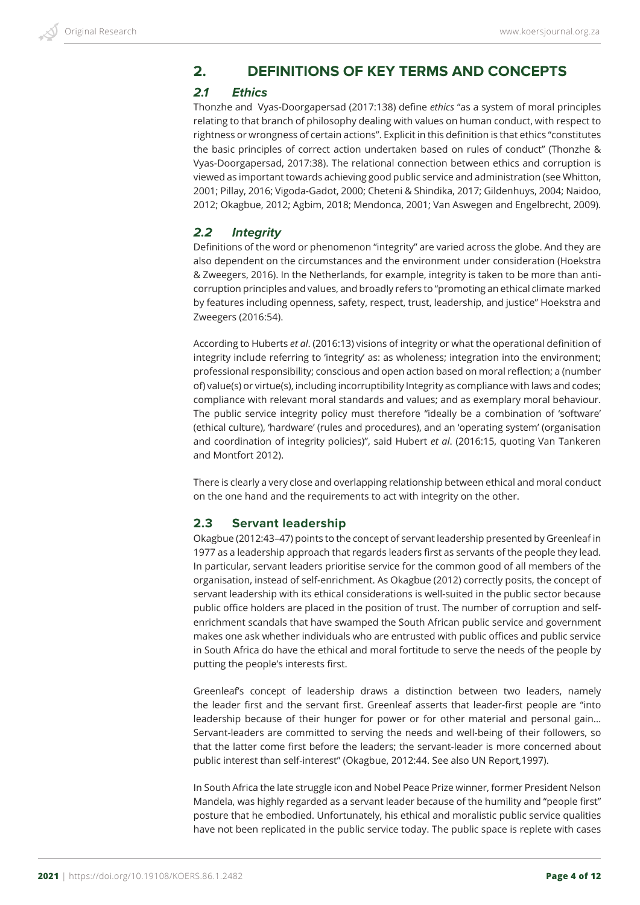## 2. DEFINITIONS OF KEY TERMS AND CONCEPTS

### 2.1 Ethics

Thonzhe and Vyas-Doorgapersad (2017:138) define *ethics* "as a system of moral principles relating to that branch of philosophy dealing with values on human conduct, with respect to rightness or wrongness of certain actions". Explicit in this definition is that ethics "constitutes the basic principles of correct action undertaken based on rules of conduct" (Thonzhe & Vyas-Doorgapersad, 2017:38). The relational connection between ethics and corruption is viewed as important towards achieving good public service and administration (see Whitton, 2001; Pillay, 2016; Vigoda-Gadot, 2000; Cheteni & Shindika, 2017; Gildenhuys, 2004; Naidoo, 2012; Okagbue, 2012; Agbim, 2018; Mendonca, 2001; Van Aswegen and Engelbrecht, 2009).

### 2.2 Integrity

Definitions of the word or phenomenon "integrity" are varied across the globe. And they are also dependent on the circumstances and the environment under consideration (Hoekstra & Zweegers, 2016). In the Netherlands, for example, integrity is taken to be more than anti-corruption principles and values, and broadly refers to "promoting an ethical climate marked by features including openness, safety, respect, trust, leadership, and justice" Hoekstra and Zweegers (2016:54).

According to Huberts *et al*. (2016:13) visions of integrity or what the operational definition of integrity include referring to 'integrity' as: as wholeness; integration into the environment; professional responsibility; conscious and open action based on moral reflection; a (number of) value(s) or virtue(s), including incorruptibility Integrity as compliance with laws and codes; compliance with relevant moral standards and values; and as exemplary moral behaviour. The public service integrity policy must therefore "ideally be a combination of 'software' (ethical culture), 'hardware' (rules and procedures), and an 'operating system' (organisation and coordination of integrity policies)", said Hubert *et al*. (2016:15, quoting Van Tankeren and Montfort 2012).

There is clearly a very close and overlapping relationship between ethical and moral conduct on the one hand and the requirements to act with integrity on the other.

### 2.3 Servant leadership

Okagbue (2012:43–47) points to the concept of servant leadership presented by Greenleaf in 1977 as a leadership approach that regards leaders first as servants of the people they lead. In particular, servant leaders prioritise service for the common good of all members of the organisation, instead of self-enrichment. As Okagbue (2012) correctly posits, the concept of servant leadership with its ethical considerations is well-suited in the public sector because public office holders are placed in the position of trust. The number of corruption and self-enrichment scandals that have swamped the South African public service and government makes one ask whether individuals who are entrusted with public offices and public service in South Africa do have the ethical and moral fortitude to serve the needs of the people by putting the people's interests first.

Greenleaf's concept of leadership draws a distinction between two leaders, namely the leader first and the servant first. Greenleaf asserts that leader-first people are "into leadership because of their hunger for power or for other material and personal gain… Servant-leaders are committed to serving the needs and well-being of their followers, so that the latter come first before the leaders; the servant-leader is more concerned about public interest than self-interest" (Okagbue, 2012:44. See also UN Report,1997).

In South Africa the late struggle icon and Nobel Peace Prize winner, former President Nelson Mandela, was highly regarded as a servant leader because of the humility and "people first" posture that he embodied. Unfortunately, his ethical and moralistic public service qualities have not been replicated in the public service today. The public space is replete with cases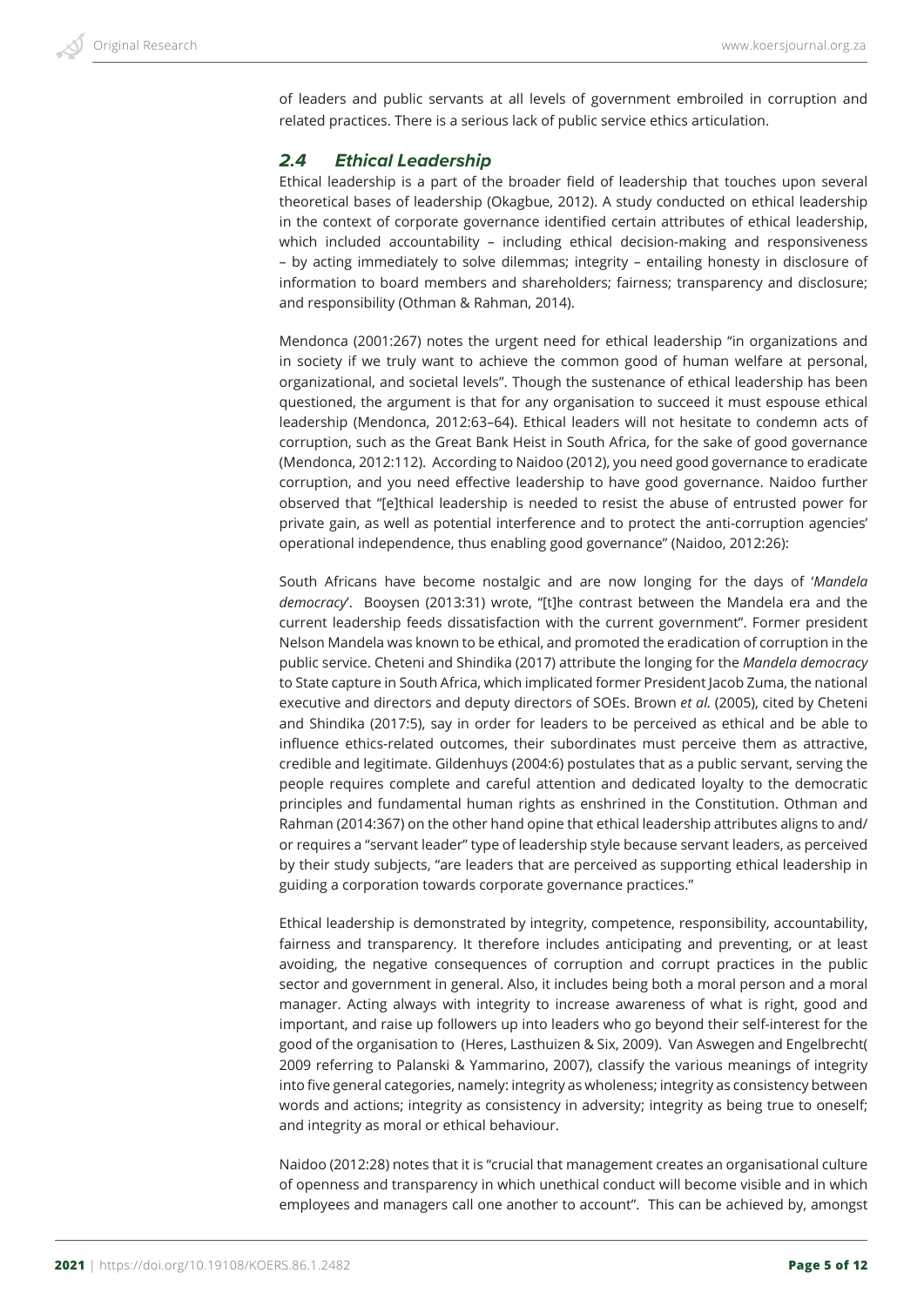of leaders and public servants at all levels of government embroiled in corruption and related practices. There is a serious lack of public service ethics articulation.

### *2.4 Ethical Leadership*

Ethical leadership is a part of the broader field of leadership that touches upon several theoretical bases of leadership (Okagbue, 2012). A study conducted on ethical leadership in the context of corporate governance identified certain attributes of ethical leadership, which included accountability – including ethical decision-making and responsiveness – by acting immediately to solve dilemmas; integrity – entailing honesty in disclosure of information to board members and shareholders; fairness; transparency and disclosure; and responsibility (Othman & Rahman, 2014).

Mendonca (2001:267) notes the urgent need for ethical leadership "in organizations and in society if we truly want to achieve the common good of human welfare at personal, organizational, and societal levels". Though the sustenance of ethical leadership has been questioned, the argument is that for any organisation to succeed it must espouse ethical leadership (Mendonca, 2012:63–64). Ethical leaders will not hesitate to condemn acts of corruption, such as the Great Bank Heist in South Africa, for the sake of good governance (Mendonca, 2012:112). According to Naidoo (2012), you need good governance to eradicate corruption, and you need effective leadership to have good governance. Naidoo further observed that "[e]thical leadership is needed to resist the abuse of entrusted power for private gain, as well as potential interference and to protect the anti-corruption agencies' operational independence, thus enabling good governance" (Naidoo, 2012:26):

South Africans have become nostalgic and are now longing for the days of '*Mandela democracy*'. Booysen (2013:31) wrote, "[t]he contrast between the Mandela era and the current leadership feeds dissatisfaction with the current government". Former president Nelson Mandela was known to be ethical, and promoted the eradication of corruption in the public service. Cheteni and Shindika (2017) attribute the longing for the *Mandela democracy* to State capture in South Africa, which implicated former President Jacob Zuma, the national executive and directors and deputy directors of SOEs. Brown *et al.* (2005), cited by Cheteni and Shindika (2017:5), say in order for leaders to be perceived as ethical and be able to influence ethics-related outcomes, their subordinates must perceive them as attractive, credible and legitimate. Gildenhuys (2004:6) postulates that as a public servant, serving the people requires complete and careful attention and dedicated loyalty to the democratic principles and fundamental human rights as enshrined in the Constitution. Othman and Rahman (2014:367) on the other hand opine that ethical leadership attributes aligns to and/or requires a "servant leader" type of leadership style because servant leaders, as perceived by their study subjects, "are leaders that are perceived as supporting ethical leadership in guiding a corporation towards corporate governance practices."

Ethical leadership is demonstrated by integrity, competence, responsibility, accountability, fairness and transparency. It therefore includes anticipating and preventing, or at least avoiding, the negative consequences of corruption and corrupt practices in the public sector and government in general. Also, it includes being both a moral person and a moral manager. Acting always with integrity to increase awareness of what is right, good and important, and raise up followers up into leaders who go beyond their self-interest for the good of the organisation to (Heres, Lasthuizen & Six, 2009). Van Aswegen and Engelbrecht( 2009 referring to Palanski & Yammarino, 2007), classify the various meanings of integrity into five general categories, namely: integrity as wholeness; integrity as consistency between words and actions; integrity as consistency in adversity; integrity as being true to oneself; and integrity as moral or ethical behaviour.

Naidoo (2012:28) notes that it is "crucial that management creates an organisational culture of openness and transparency in which unethical conduct will become visible and in which employees and managers call one another to account". This can be achieved by, amongst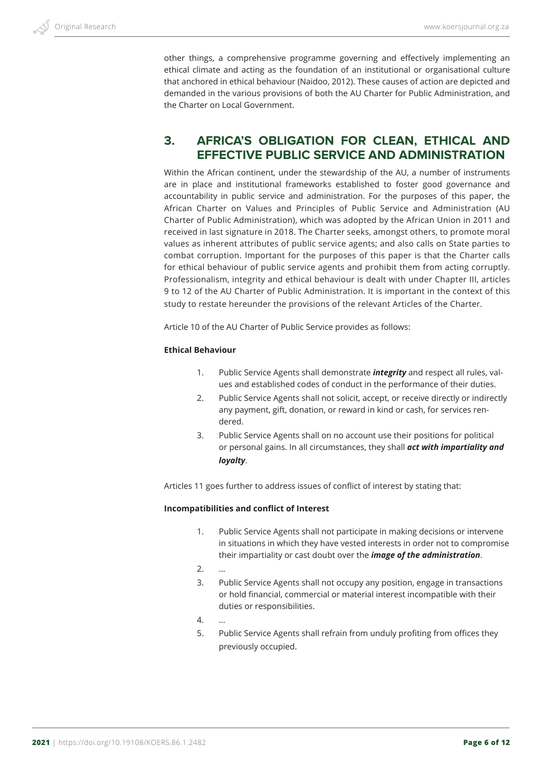other things, a comprehensive programme governing and effectively implementing an ethical climate and acting as the foundation of an institutional or organisational culture that anchored in ethical behaviour (Naidoo, 2012). These causes of action are depicted and demanded in the various provisions of both the AU Charter for Public Administration, and the Charter on Local Government.

## 3. AFRICA'S OBLIGATION FOR CLEAN, ETHICAL AND EFFECTIVE PUBLIC SERVICE AND ADMINISTRATION

Within the African continent, under the stewardship of the AU, a number of instruments are in place and institutional frameworks established to foster good governance and accountability in public service and administration. For the purposes of this paper, the African Charter on Values and Principles of Public Service and Administration (AU Charter of Public Administration), which was adopted by the African Union in 2011 and received in last signature in 2018. The Charter seeks, amongst others, to promote moral values as inherent attributes of public service agents; and also calls on State parties to combat corruption. Important for the purposes of this paper is that the Charter calls for ethical behaviour of public service agents and prohibit them from acting corruptly. Professionalism, integrity and ethical behaviour is dealt with under Chapter III, articles 9 to 12 of the AU Charter of Public Administration. It is important in the context of this study to restate hereunder the provisions of the relevant Articles of the Charter.

Article 10 of the AU Charter of Public Service provides as follows:

**Ethical Behaviour**

1. Public Service Agents shall demonstrate ***integrity*** and respect all rules, values and established codes of conduct in the performance of their duties.
2. Public Service Agents shall not solicit, accept, or receive directly or indirectly any payment, gift, donation, or reward in kind or cash, for services rendered.
3. Public Service Agents shall on no account use their positions for political or personal gains. In all circumstances, they shall ***act with impartiality and loyalty***.

Articles 11 goes further to address issues of conflict of interest by stating that:

**Incompatibilities and conflict of Interest**

1. Public Service Agents shall not participate in making decisions or intervene in situations in which they have vested interests in order not to compromise their impartiality or cast doubt over the ***image of the administration***.
2. …
3. Public Service Agents shall not occupy any position, engage in transactions or hold financial, commercial or material interest incompatible with their duties or responsibilities.
4. …
5. Public Service Agents shall refrain from unduly profiting from offices they previously occupied.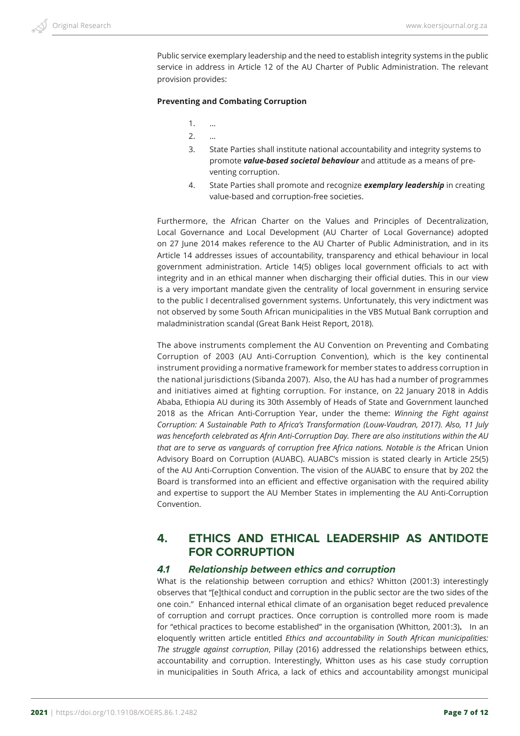Public service exemplary leadership and the need to establish integrity systems in the public service in address in Article 12 of the AU Charter of Public Administration. The relevant provision provides:

**Preventing and Combating Corruption**

1. …
2. …
3. State Parties shall institute national accountability and integrity systems to promote ***value-based societal behaviour*** and attitude as a means of preventing corruption.
4. State Parties shall promote and recognize ***exemplary leadership*** in creating value-based and corruption-free societies.

Furthermore, the African Charter on the Values and Principles of Decentralization, Local Governance and Local Development (AU Charter of Local Governance) adopted on 27 June 2014 makes reference to the AU Charter of Public Administration, and in its Article 14 addresses issues of accountability, transparency and ethical behaviour in local government administration. Article 14(5) obliges local government officials to act with integrity and in an ethical manner when discharging their official duties. This in our view is a very important mandate given the centrality of local government in ensuring service to the public I decentralised government systems. Unfortunately, this very indictment was not observed by some South African municipalities in the VBS Mutual Bank corruption and maladministration scandal (Great Bank Heist Report, 2018).

The above instruments complement the AU Convention on Preventing and Combating Corruption of 2003 (AU Anti-Corruption Convention), which is the key continental instrument providing a normative framework for member states to address corruption in the national jurisdictions (Sibanda 2007). Also, the AU has had a number of programmes and initiatives aimed at fighting corruption. For instance, on 22 January 2018 in Addis Ababa, Ethiopia AU during its 30th Assembly of Heads of State and Government launched 2018 as the African Anti-Corruption Year, under the theme: *Winning the Fight against Corruption: A Sustainable Path to Africa's Transformation (Louw-Vaudran, 2017). Also, 11 July was henceforth celebrated as Afrin Anti-Corruption Day. There are also institutions within the AU that are to serve as vanguards of corruption free Africa nations. Notable is the* African Union Advisory Board on Corruption (AUABC). AUABC's mission is stated clearly in Article 25(5) of the AU Anti-Corruption Convention. The vision of the AUABC to ensure that by 202 the Board is transformed into an efficient and effective organisation with the required ability and expertise to support the AU Member States in implementing the AU Anti-Corruption Convention.

## 4. ETHICS AND ETHICAL LEADERSHIP AS ANTIDOTE FOR CORRUPTION

### *4.1 Relationship between ethics and corruption*

What is the relationship between corruption and ethics? Whitton (2001:3) interestingly observes that "[e]thical conduct and corruption in the public sector are the two sides of the one coin." Enhanced internal ethical climate of an organisation beget reduced prevalence of corruption and corrupt practices. Once corruption is controlled more room is made for "ethical practices to become established" in the organisation (Whitton, 2001:3)**.** In an eloquently written article entitled *Ethics and accountability in South African municipalities: The struggle against corruption*, Pillay (2016) addressed the relationships between ethics, accountability and corruption. Interestingly, Whitton uses as his case study corruption in municipalities in South Africa, a lack of ethics and accountability amongst municipal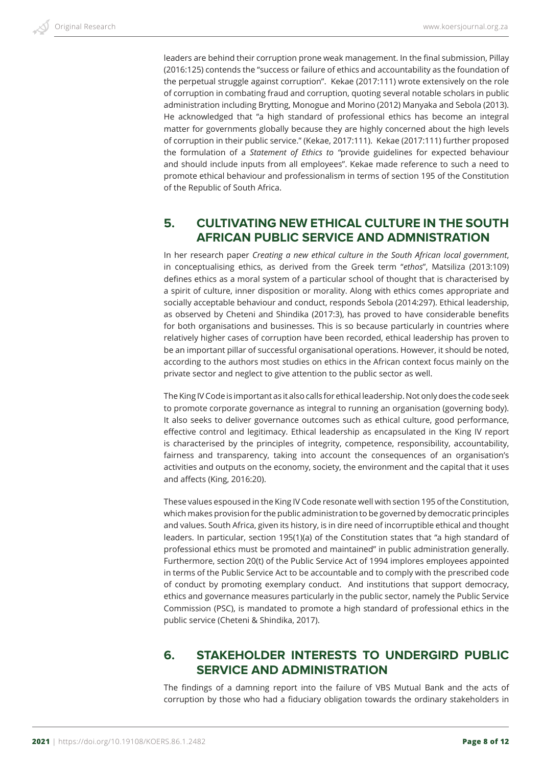leaders are behind their corruption prone weak management. In the final submission, Pillay (2016:125) contends the "success or failure of ethics and accountability as the foundation of the perpetual struggle against corruption". Kekae (2017:111) wrote extensively on the role of corruption in combating fraud and corruption, quoting several notable scholars in public administration including Brytting, Monogue and Morino (2012) Manyaka and Sebola (2013). He acknowledged that "a high standard of professional ethics has become an integral matter for governments globally because they are highly concerned about the high levels of corruption in their public service." (Kekae, 2017:111). Kekae (2017:111) further proposed the formulation of a *Statement of Ethics to "*provide guidelines for expected behaviour and should include inputs from all employees". Kekae made reference to such a need to promote ethical behaviour and professionalism in terms of section 195 of the Constitution of the Republic of South Africa.

## 5. CULTIVATING NEW ETHICAL CULTURE IN THE SOUTH AFRICAN PUBLIC SERVICE AND ADMNISTRATION

In her research paper *Creating a new ethical culture in the South African local government*, in conceptualising ethics, as derived from the Greek term "*ethos*", Matsiliza (2013:109) defines ethics as a moral system of a particular school of thought that is characterised by a spirit of culture, inner disposition or morality. Along with ethics comes appropriate and socially acceptable behaviour and conduct, responds Sebola (2014:297). Ethical leadership, as observed by Cheteni and Shindika (2017:3), has proved to have considerable benefits for both organisations and businesses. This is so because particularly in countries where relatively higher cases of corruption have been recorded, ethical leadership has proven to be an important pillar of successful organisational operations. However, it should be noted, according to the authors most studies on ethics in the African context focus mainly on the private sector and neglect to give attention to the public sector as well.

The King IV Code is important as it also calls for ethical leadership. Not only does the code seek to promote corporate governance as integral to running an organisation (governing body). It also seeks to deliver governance outcomes such as ethical culture, good performance, effective control and legitimacy. Ethical leadership as encapsulated in the King IV report is characterised by the principles of integrity, competence, responsibility, accountability, fairness and transparency, taking into account the consequences of an organisation's activities and outputs on the economy, society, the environment and the capital that it uses and affects (King, 2016:20).

These values espoused in the King IV Code resonate well with section 195 of the Constitution, which makes provision for the public administration to be governed by democratic principles and values. South Africa, given its history, is in dire need of incorruptible ethical and thought leaders. In particular, section 195(1)(a) of the Constitution states that "a high standard of professional ethics must be promoted and maintained" in public administration generally. Furthermore, section 20(t) of the Public Service Act of 1994 implores employees appointed in terms of the Public Service Act to be accountable and to comply with the prescribed code of conduct by promoting exemplary conduct. And institutions that support democracy, ethics and governance measures particularly in the public sector, namely the Public Service Commission (PSC), is mandated to promote a high standard of professional ethics in the public service (Cheteni & Shindika, 2017).

## 6. STAKEHOLDER INTERESTS TO UNDERGIRD PUBLIC SERVICE AND ADMINISTRATION

The findings of a damning report into the failure of VBS Mutual Bank and the acts of corruption by those who had a fiduciary obligation towards the ordinary stakeholders in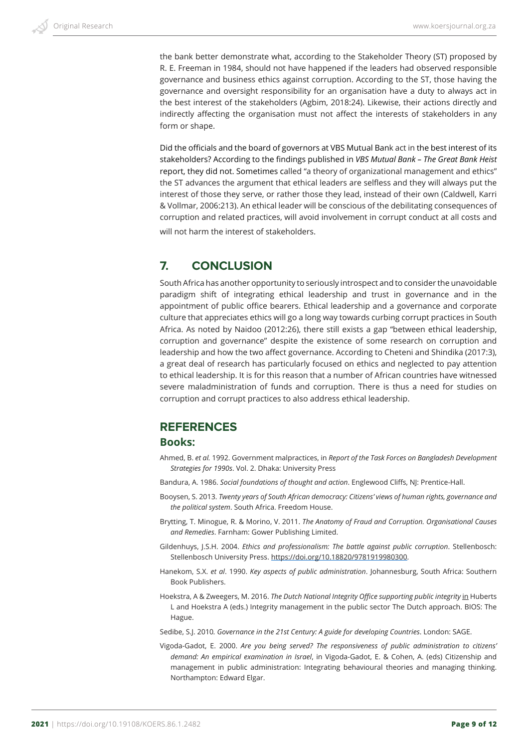the bank better demonstrate what, according to the Stakeholder Theory (ST) proposed by R. E. Freeman in 1984, should not have happened if the leaders had observed responsible governance and business ethics against corruption. According to the ST, those having the governance and oversight responsibility for an organisation have a duty to always act in the best interest of the stakeholders (Agbim, 2018:24). Likewise, their actions directly and indirectly affecting the organisation must not affect the interests of stakeholders in any form or shape.

Did the officials and the board of governors at VBS Mutual Bank act in the best interest of its stakeholders? According to the findings published in *VBS Mutual Bank – The Great Bank Heist* report, they did not. Sometimes called "a theory of organizational management and ethics" the ST advances the argument that ethical leaders are selfless and they will always put the interest of those they serve, or rather those they lead, instead of their own (Caldwell, Karri & Vollmar, 2006:213). An ethical leader will be conscious of the debilitating consequences of corruption and related practices, will avoid involvement in corrupt conduct at all costs and will not harm the interest of stakeholders.

## 7. CONCLUSION

South Africa has another opportunity to seriously introspect and to consider the unavoidable paradigm shift of integrating ethical leadership and trust in governance and in the appointment of public office bearers. Ethical leadership and a governance and corporate culture that appreciates ethics will go a long way towards curbing corrupt practices in South Africa. As noted by Naidoo (2012:26), there still exists a gap "between ethical leadership, corruption and governance" despite the existence of some research on corruption and leadership and how the two affect governance. According to Cheteni and Shindika (2017:3), a great deal of research has particularly focused on ethics and neglected to pay attention to ethical leadership. It is for this reason that a number of African countries have witnessed severe maladministration of funds and corruption. There is thus a need for studies on corruption and corrupt practices to also address ethical leadership.

## REFERENCES

### Books:

Ahmed, B. *et al.* 1992. Government malpractices, in *Report of the Task Forces on Bangladesh Development Strategies for 1990s*. Vol. 2. Dhaka: University Press

Bandura, A. 1986. *Social foundations of thought and action*. Englewood Cliffs, NJ: Prentice-Hall.

Booysen, S. 2013. *Twenty years of South African democracy: Citizens' views of human rights, governance and the political system*. South Africa. Freedom House.

Brytting, T. Minogue, R. & Morino, V. 2011. *The Anatomy of Fraud and Corruption. Organisational Causes and Remedies*. Farnham: Gower Publishing Limited.

Gildenhuys, J.S.H. 2004. *Ethics and professionalism: The battle against public corruption*. Stellenbosch: Stellenbosch University Press. https://doi.org/10.18820/9781919980300.

Hanekom, S.X. *et al*. 1990. *Key aspects of public administration*. Johannesburg, South Africa: Southern Book Publishers.

Hoekstra, A & Zweegers, M. 2016. *The Dutch National Integrity Office supporting public integrity* in Huberts L and Hoekstra A (eds.) Integrity management in the public sector The Dutch approach. BIOS: The Hague.

Sedibe, S.J. 2010*. Governance in the 21st Century: A guide for developing Countries*. London: SAGE.

Vigoda-Gadot, E. 2000. *Are you being served? The responsiveness of public administration to citizens' demand: An empirical examination in Israel*, in Vigoda-Gadot, E. & Cohen, A. (eds) Citizenship and management in public administration: Integrating behavioural theories and managing thinking. Northampton: Edward Elgar.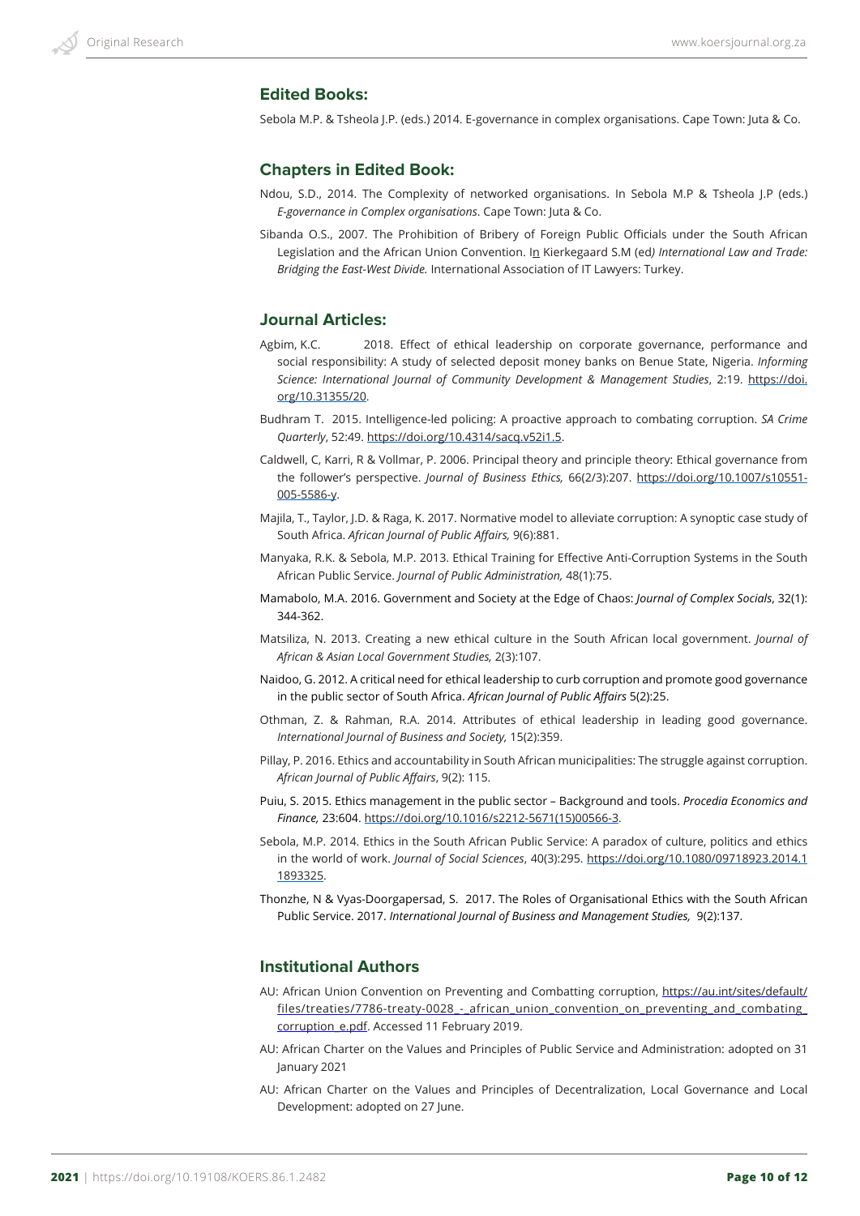## Edited Books:

Sebola M.P. & Tsheola J.P. (eds.) 2014. E-governance in complex organisations. Cape Town: Juta & Co.

## Chapters in Edited Book:

Ndou, S.D., 2014. The Complexity of networked organisations. In Sebola M.P & Tsheola J.P (eds.) *E-governance in Complex organisations*. Cape Town: Juta & Co.

Sibanda O.S., 2007. The Prohibition of Bribery of Foreign Public Officials under the South African Legislation and the African Union Convention. In Kierkegaard S.M (ed*) International Law and Trade: Bridging the East-West Divide.* International Association of IT Lawyers: Turkey.

## Journal Articles:

Agbim, K.C. 2018. Effect of ethical leadership on corporate governance, performance and social responsibility: A study of selected deposit money banks on Benue State, Nigeria. *Informing Science: International Journal of Community Development & Management Studies*, 2:19. https://doi.org/10.31355/20.

Budhram T. 2015. Intelligence-led policing: A proactive approach to combating corruption. *SA Crime Quarterly*, 52:49. https://doi.org/10.4314/sacq.v52i1.5.

Caldwell, C, Karri, R & Vollmar, P. 2006. Principal theory and principle theory: Ethical governance from the follower's perspective. *Journal of Business Ethics,* 66(2/3):207. https://doi.org/10.1007/s10551-005-5586-y.

Majila, T., Taylor, J.D. & Raga, K. 2017. Normative model to alleviate corruption: A synoptic case study of South Africa. *African Journal of Public Affairs,* 9(6):881.

Manyaka, R.K. & Sebola, M.P. 2013. Ethical Training for Effective Anti-Corruption Systems in the South African Public Service. *Journal of Public Administration,* 48(1):75.

Mamabolo, M.A. 2016. Government and Society at the Edge of Chaos: *Journal of Complex Socials*, 32(1): 344-362.

Matsiliza, N. 2013. Creating a new ethical culture in the South African local government. *Journal of African & Asian Local Government Studies,* 2(3):107.

Naidoo, G. 2012. A critical need for ethical leadership to curb corruption and promote good governance in the public sector of South Africa. *African Journal of Public Affairs* 5(2):25.

Othman, Z. & Rahman, R.A. 2014. Attributes of ethical leadership in leading good governance. *International Journal of Business and Society,* 15(2):359.

Pillay, P. 2016. Ethics and accountability in South African municipalities: The struggle against corruption. *African Journal of Public Affairs*, 9(2): 115.

Puiu, S. 2015. Ethics management in the public sector – Background and tools. *Procedia Economics and Finance,* 23:604. https://doi.org/10.1016/s2212-5671(15)00566-3.

Sebola, M.P. 2014. Ethics in the South African Public Service: A paradox of culture, politics and ethics in the world of work. *Journal of Social Sciences*, 40(3):295. https://doi.org/10.1080/09718923.2014.11893325.

Thonzhe, N & Vyas-Doorgapersad, S. 2017. The Roles of Organisational Ethics with the South African Public Service. 2017. *International Journal of Business and Management Studies,* 9(2):137.

## Institutional Authors

AU: African Union Convention on Preventing and Combatting corruption, https://au.int/sites/default/files/treaties/7786-treaty-0028_-_african_union_convention_on_preventing_and_combating_corruption_e.pdf. Accessed 11 February 2019.

AU: African Charter on the Values and Principles of Public Service and Administration: adopted on 31 January 2021

AU: African Charter on the Values and Principles of Decentralization, Local Governance and Local Development: adopted on 27 June.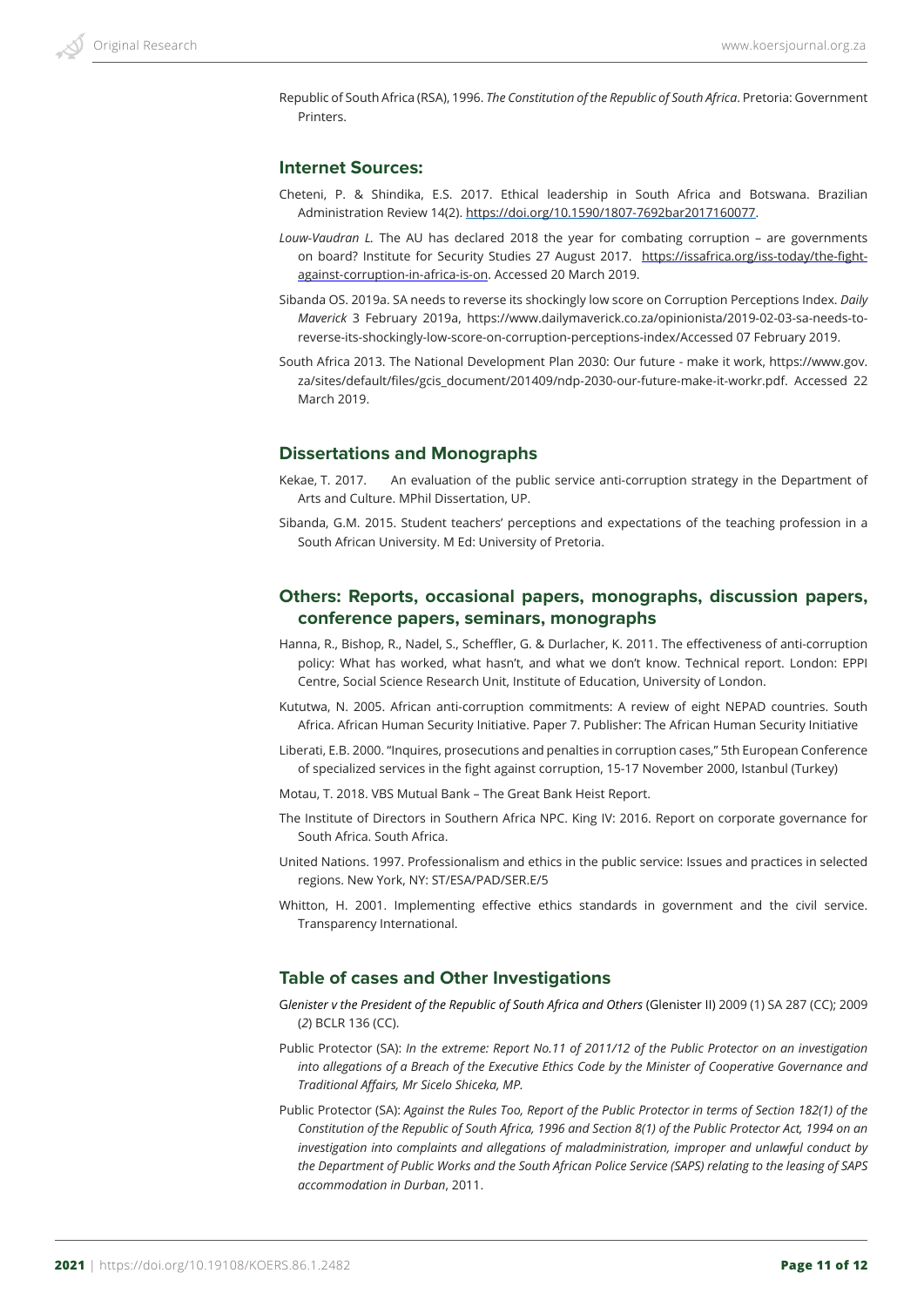Republic of South Africa (RSA), 1996. *The Constitution of the Republic of South Africa*. Pretoria: Government Printers.

## Internet Sources:

Cheteni, P. & Shindika, E.S. 2017. Ethical leadership in South Africa and Botswana. Brazilian Administration Review 14(2). https://doi.org/10.1590/1807-7692bar2017160077.

*Louw-Vaudran L.* The AU has declared 2018 the year for combating corruption – are governments on board? Institute for Security Studies 27 August 2017. https://issafrica.org/iss-today/the-fight-against-corruption-in-africa-is-on. Accessed 20 March 2019.

Sibanda OS. 2019a. SA needs to reverse its shockingly low score on Corruption Perceptions Index. *Daily Maverick* 3 February 2019a, https://www.dailymaverick.co.za/opinionista/2019-02-03-sa-needs-to-reverse-its-shockingly-low-score-on-corruption-perceptions-index/Accessed 07 February 2019.

South Africa 2013. The National Development Plan 2030: Our future - make it work, https://www.gov.za/sites/default/files/gcis_document/201409/ndp-2030-our-future-make-it-workr.pdf. Accessed 22 March 2019.

## Dissertations and Monographs

Kekae, T. 2017. An evaluation of the public service anti-corruption strategy in the Department of Arts and Culture. MPhil Dissertation, UP.

Sibanda, G.M. 2015. Student teachers' perceptions and expectations of the teaching profession in a South African University. M Ed: University of Pretoria.

## Others: Reports, occasional papers, monographs, discussion papers, conference papers, seminars, monographs

Hanna, R., Bishop, R., Nadel, S., Scheffler, G. & Durlacher, K. 2011. The effectiveness of anti-corruption policy: What has worked, what hasn't, and what we don't know. Technical report. London: EPPI Centre, Social Science Research Unit, Institute of Education, University of London.

Kututwa, N. 2005. African anti-corruption commitments: A review of eight NEPAD countries. South Africa. African Human Security Initiative. Paper 7. Publisher: The African Human Security Initiative

Liberati, E.B. 2000. "Inquires, prosecutions and penalties in corruption cases," 5th European Conference of specialized services in the fight against corruption, 15-17 November 2000, Istanbul (Turkey)

Motau, T. 2018. VBS Mutual Bank – The Great Bank Heist Report.

The Institute of Directors in Southern Africa NPC. King IV: 2016. Report on corporate governance for South Africa. South Africa.

United Nations. 1997. Professionalism and ethics in the public service: Issues and practices in selected regions. New York, NY: ST/ESA/PAD/SER.E/5

Whitton, H. 2001. Implementing effective ethics standards in government and the civil service. Transparency International.

## Table of cases and Other Investigations

G*lenister v the President of the Republic of South Africa and Others* (Glenister II) 2009 (1) SA 287 (CC); 2009 (*2*) BCLR 136 (CC).

Public Protector (SA): *In the extreme: Report No.11 of 2011/12 of the Public Protector on an investigation into allegations of a Breach of the Executive Ethics Code by the Minister of Cooperative Governance and Traditional Affairs, Mr Sicelo Shiceka, MP*.

Public Protector (SA): *Against the Rules Too, Report of the Public Protector in terms of Section 182(1) of the Constitution of the Republic of South Africa, 1996 and Section 8(1) of the Public Protector Act, 1994 on an investigation into complaints and allegations of maladministration, improper and unlawful conduct by the Department of Public Works and the South African Police Service (SAPS) relating to the leasing of SAPS accommodation in Durban*, 2011.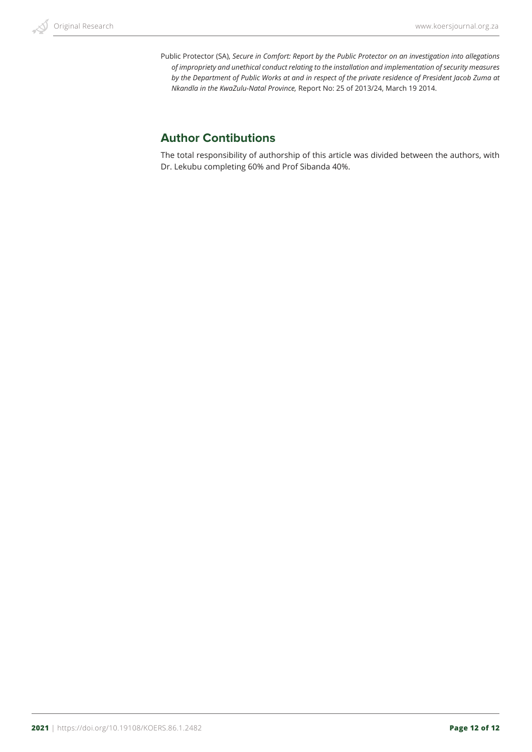Public Protector (SA), *Secure in Comfort: Report by the Public Protector on an investigation into allegations of impropriety and unethical conduct relating to the installation and implementation of security measures by the Department of Public Works at and in respect of the private residence of President Jacob Zuma at Nkandla in the KwaZulu-Natal Province,* Report No: 25 of 2013/24, March 19 2014.

## Author Contibutions

The total responsibility of authorship of this article was divided between the authors, with Dr. Lekubu completing 60% and Prof Sibanda 40%.